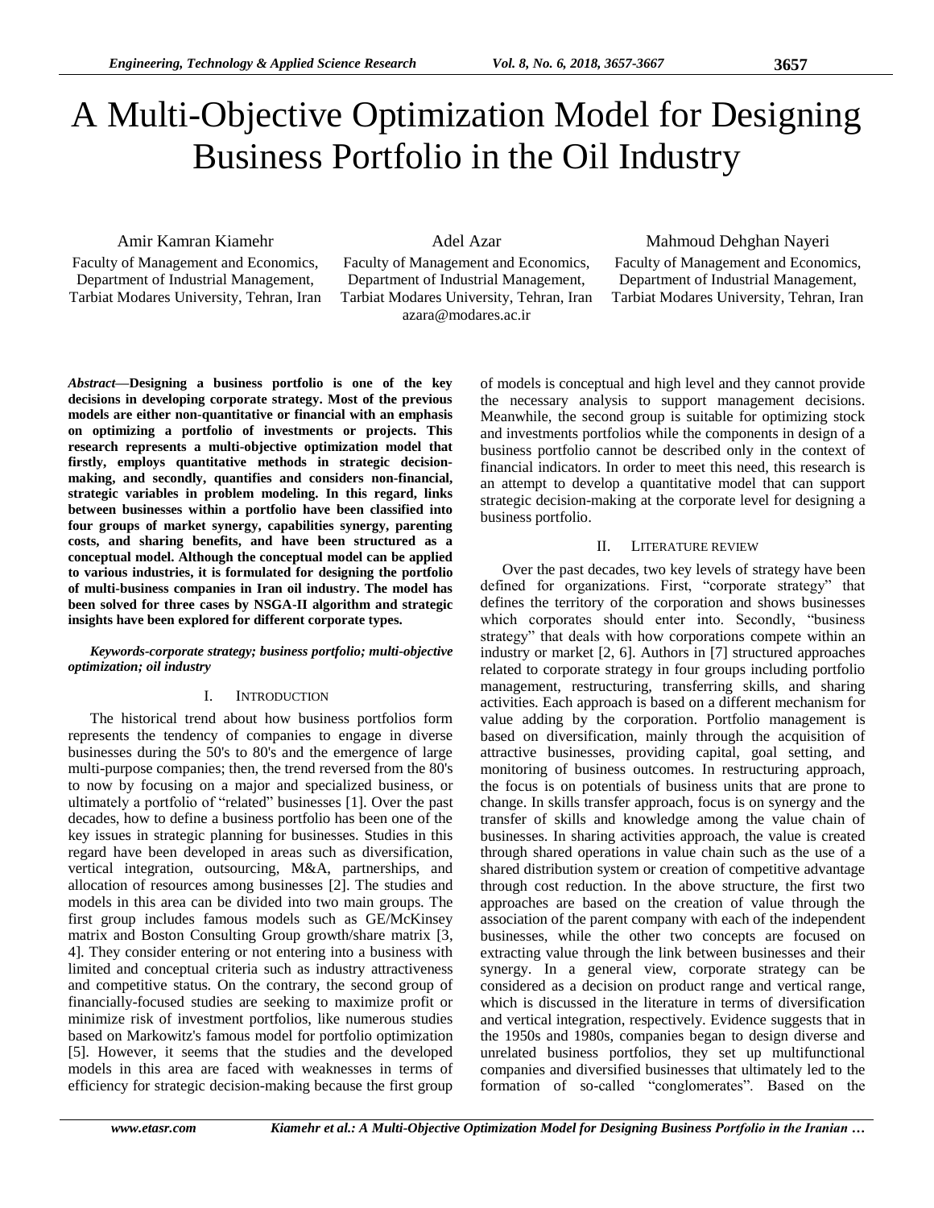# A Multi-Objective Optimization Model for Designing Business Portfolio in the Oil Industry

Amir Kamran Kiamehr
Faculty of Management and Economics, Department of Industrial Management, Tarbiat Modares University, Tehran, Iran

Adel Azar
Faculty of Management and Economics, Department of Industrial Management, Tarbiat Modares University, Tehran, Iran
azara@modares.ac.ir

Mahmoud Dehghan Nayeri
Faculty of Management and Economics, Department of Industrial Management, Tarbiat Modares University, Tehran, Iran

***Abstract*—Designing a business portfolio is one of the key decisions in developing corporate strategy. Most of the previous models are either non-quantitative or financial with an emphasis on optimizing a portfolio of investments or projects. This research represents a multi-objective optimization model that firstly, employs quantitative methods in strategic decision-making, and secondly, quantifies and considers non-financial, strategic variables in problem modeling. In this regard, links between businesses within a portfolio have been classified into four groups of market synergy, capabilities synergy, parenting costs, and sharing benefits, and have been structured as a conceptual model. Although the conceptual model can be applied to various industries, it is formulated for designing the portfolio of multi-business companies in Iran oil industry. The model has been solved for three cases by NSGA-II algorithm and strategic insights have been explored for different corporate types.**

***Keywords-corporate strategy; business portfolio; multi-objective optimization; oil industry***

## I. Introduction

The historical trend about how business portfolios form represents the tendency of companies to engage in diverse businesses during the 50's to 80's and the emergence of large multi-purpose companies; then, the trend reversed from the 80's to now by focusing on a major and specialized business, or ultimately a portfolio of "related" businesses [1]. Over the past decades, how to define a business portfolio has been one of the key issues in strategic planning for businesses. Studies in this regard have been developed in areas such as diversification, vertical integration, outsourcing, M&A, partnerships, and allocation of resources among businesses [2]. The studies and models in this area can be divided into two main groups. The first group includes famous models such as GE/McKinsey matrix and Boston Consulting Group growth/share matrix [3, 4]. They consider entering or not entering into a business with limited and conceptual criteria such as industry attractiveness and competitive status. On the contrary, the second group of financially-focused studies are seeking to maximize profit or minimize risk of investment portfolios, like numerous studies based on Markowitz's famous model for portfolio optimization [5]. However, it seems that the studies and the developed models in this area are faced with weaknesses in terms of efficiency for strategic decision-making because the first group of models is conceptual and high level and they cannot provide the necessary analysis to support management decisions. Meanwhile, the second group is suitable for optimizing stock and investments portfolios while the components in design of a business portfolio cannot be described only in the context of financial indicators. In order to meet this need, this research is an attempt to develop a quantitative model that can support strategic decision-making at the corporate level for designing a business portfolio.

## II. Literature review

Over the past decades, two key levels of strategy have been defined for organizations. First, "corporate strategy" that defines the territory of the corporation and shows businesses which corporates should enter into. Secondly, "business strategy" that deals with how corporations compete within an industry or market [2, 6]. Authors in [7] structured approaches related to corporate strategy in four groups including portfolio management, restructuring, transferring skills, and sharing activities. Each approach is based on a different mechanism for value adding by the corporation. Portfolio management is based on diversification, mainly through the acquisition of attractive businesses, providing capital, goal setting, and monitoring of business outcomes. In restructuring approach, the focus is on potentials of business units that are prone to change. In skills transfer approach, focus is on synergy and the transfer of skills and knowledge among the value chain of businesses. In sharing activities approach, the value is created through shared operations in value chain such as the use of a shared distribution system or creation of competitive advantage through cost reduction. In the above structure, the first two approaches are based on the creation of value through the association of the parent company with each of the independent businesses, while the other two concepts are focused on extracting value through the link between businesses and their synergy. In a general view, corporate strategy can be considered as a decision on product range and vertical range, which is discussed in the literature in terms of diversification and vertical integration, respectively. Evidence suggests that in the 1950s and 1980s, companies began to design diverse and unrelated business portfolios, they set up multifunctional companies and diversified businesses that ultimately led to the formation of so-called "conglomerates". Based on the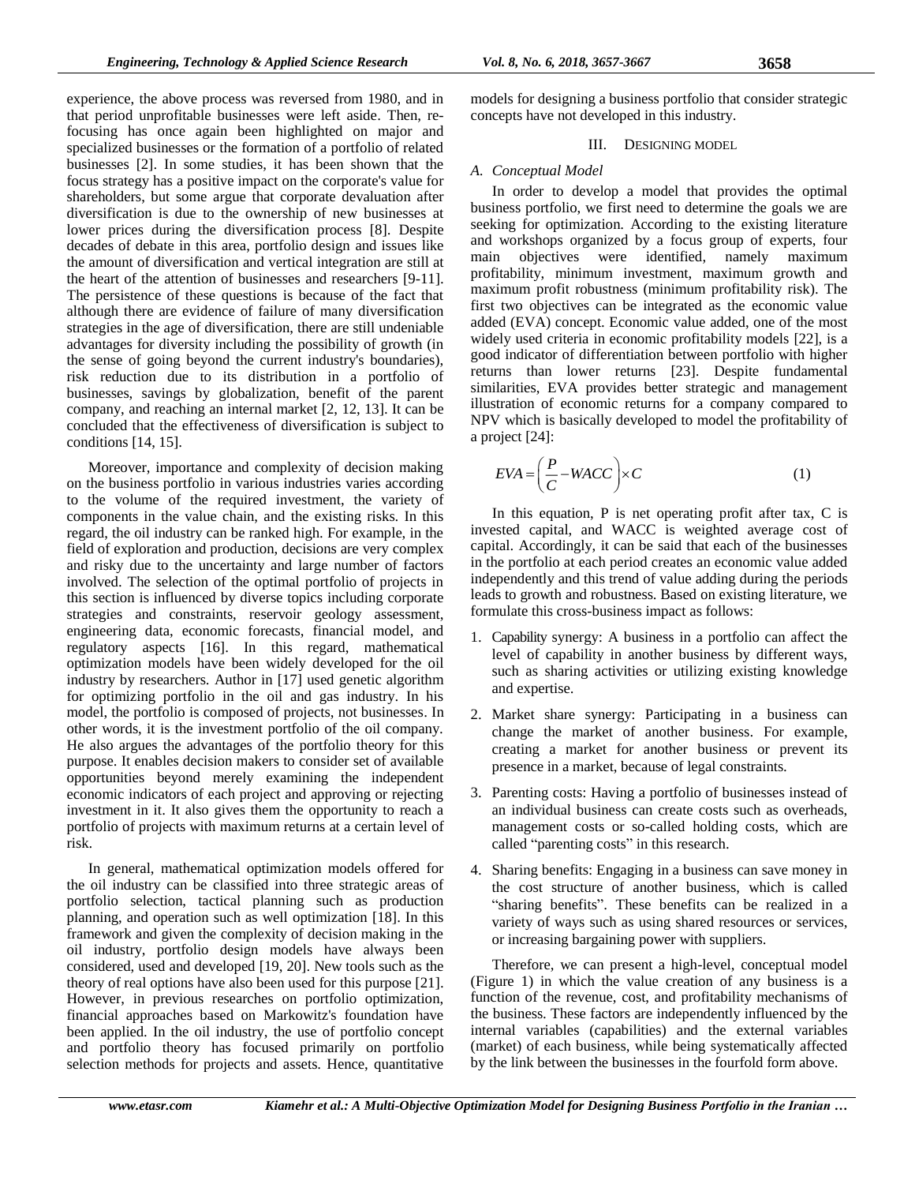experience, the above process was reversed from 1980, and in that period unprofitable businesses were left aside. Then, re-focusing has once again been highlighted on major and specialized businesses or the formation of a portfolio of related businesses [2]. In some studies, it has been shown that the focus strategy has a positive impact on the corporate's value for shareholders, but some argue that corporate devaluation after diversification is due to the ownership of new businesses at lower prices during the diversification process [8]. Despite decades of debate in this area, portfolio design and issues like the amount of diversification and vertical integration are still at the heart of the attention of businesses and researchers [9-11]. The persistence of these questions is because of the fact that although there are evidence of failure of many diversification strategies in the age of diversification, there are still undeniable advantages for diversity including the possibility of growth (in the sense of going beyond the current industry's boundaries), risk reduction due to its distribution in a portfolio of businesses, savings by globalization, benefit of the parent company, and reaching an internal market [2, 12, 13]. It can be concluded that the effectiveness of diversification is subject to conditions [14, 15].

Moreover, importance and complexity of decision making on the business portfolio in various industries varies according to the volume of the required investment, the variety of components in the value chain, and the existing risks. In this regard, the oil industry can be ranked high. For example, in the field of exploration and production, decisions are very complex and risky due to the uncertainty and large number of factors involved. The selection of the optimal portfolio of projects in this section is influenced by diverse topics including corporate strategies and constraints, reservoir geology assessment, engineering data, economic forecasts, financial model, and regulatory aspects [16]. In this regard, mathematical optimization models have been widely developed for the oil industry by researchers. Author in [17] used genetic algorithm for optimizing portfolio in the oil and gas industry. In his model, the portfolio is composed of projects, not businesses. In other words, it is the investment portfolio of the oil company. He also argues the advantages of the portfolio theory for this purpose. It enables decision makers to consider set of available opportunities beyond merely examining the independent economic indicators of each project and approving or rejecting investment in it. It also gives them the opportunity to reach a portfolio of projects with maximum returns at a certain level of risk.

In general, mathematical optimization models offered for the oil industry can be classified into three strategic areas of portfolio selection, tactical planning such as production planning, and operation such as well optimization [18]. In this framework and given the complexity of decision making in the oil industry, portfolio design models have always been considered, used and developed [19, 20]. New tools such as the theory of real options have also been used for this purpose [21]. However, in previous researches on portfolio optimization, financial approaches based on Markowitz's foundation have been applied. In the oil industry, the use of portfolio concept and portfolio theory has focused primarily on portfolio selection methods for projects and assets. Hence, quantitative models for designing a business portfolio that consider strategic concepts have not developed in this industry.

## III. Designing Model

### *A. Conceptual Model*

In order to develop a model that provides the optimal business portfolio, we first need to determine the goals we are seeking for optimization. According to the existing literature and workshops organized by a focus group of experts, four main objectives were identified, namely maximum profitability, minimum investment, maximum growth and maximum profit robustness (minimum profitability risk). The first two objectives can be integrated as the economic value added (EVA) concept. Economic value added, one of the most widely used criteria in economic profitability models [22], is a good indicator of differentiation between portfolio with higher returns than lower returns [23]. Despite fundamental similarities, EVA provides better strategic and management illustration of economic returns for a company compared to NPV which is basically developed to model the profitability of a project [24]:

$$EVA = \left(\frac{P}{C} - WACC\right) \times C \tag{1}$$

In this equation, P is net operating profit after tax, C is invested capital, and WACC is weighted average cost of capital. Accordingly, it can be said that each of the businesses in the portfolio at each period creates an economic value added independently and this trend of value adding during the periods leads to growth and robustness. Based on existing literature, we formulate this cross-business impact as follows:

1. Capability synergy: A business in a portfolio can affect the level of capability in another business by different ways, such as sharing activities or utilizing existing knowledge and expertise.
2. Market share synergy: Participating in a business can change the market of another business. For example, creating a market for another business or prevent its presence in a market, because of legal constraints.
3. Parenting costs: Having a portfolio of businesses instead of an individual business can create costs such as overheads, management costs or so-called holding costs, which are called "parenting costs" in this research.
4. Sharing benefits: Engaging in a business can save money in the cost structure of another business, which is called "sharing benefits". These benefits can be realized in a variety of ways such as using shared resources or services, or increasing bargaining power with suppliers.

Therefore, we can present a high-level, conceptual model (Figure 1) in which the value creation of any business is a function of the revenue, cost, and profitability mechanisms of the business. These factors are independently influenced by the internal variables (capabilities) and the external variables (market) of each business, while being systematically affected by the link between the businesses in the fourfold form above.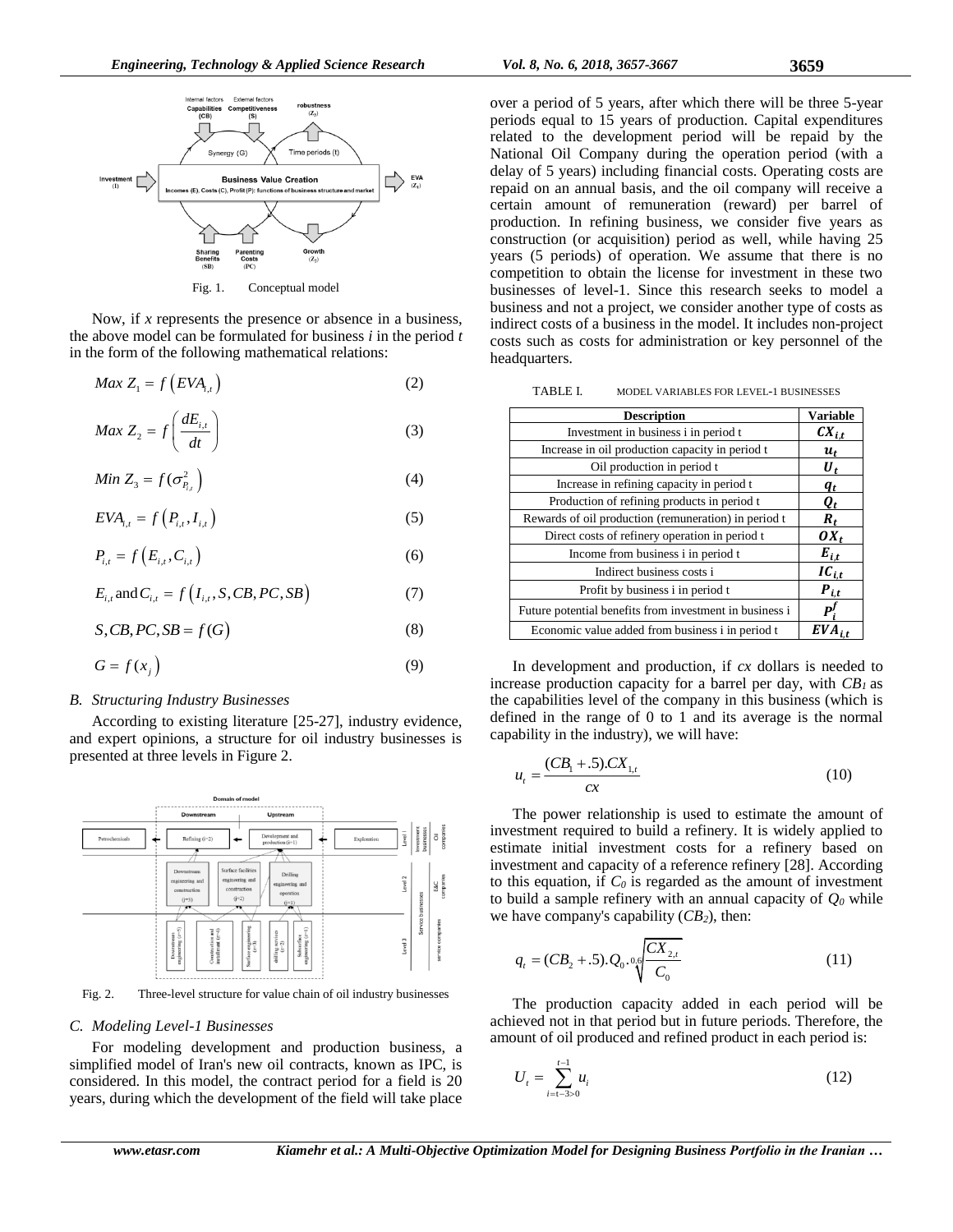Fig. 1. Conceptual model

Now, if $x$ represents the presence or absence in a business, the above model can be formulated for business $i$ in the period $t$ in the form of the following mathematical relations:

$$Max\ Z_1 = f\left(EVA_{i,t}\right) \tag{2}$$

$$Max\ Z_2 = f\left(\frac{dE_{i,t}}{dt}\right) \tag{3}$$

$$Min\ Z_3 = f(\sigma^2_{P_{i,t}}) \tag{4}$$

$$EVA_{i,t} = f\left(P_{i,t}, I_{i,t}\right) \tag{5}$$

$$P_{i,t} = f\left(E_{i,t}, C_{i,t}\right) \tag{6}$$

$$E_{i,t} \text{ and } C_{i,t} = f\left(I_{i,t}, S, CB, PC, SB\right) \tag{7}$$

$$S, CB, PC, SB = f(G) \tag{8}$$

$$G = f(x_j) \tag{9}$$

### B. Structuring Industry Businesses

According to existing literature [25-27], industry evidence, and expert opinions, a structure for oil industry businesses is presented at three levels in Figure 2.

Fig. 2. Three-level structure for value chain of oil industry businesses

### C. Modeling Level-1 Businesses

For modeling development and production business, a simplified model of Iran's new oil contracts, known as IPC, is considered. In this model, the contract period for a field is 20 years, during which the development of the field will take place over a period of 5 years, after which there will be three 5-year periods equal to 15 years of production. Capital expenditures related to the development period will be repaid by the National Oil Company during the operation period (with a delay of 5 years) including financial costs. Operating costs are repaid on an annual basis, and the oil company will receive a certain amount of remuneration (reward) per barrel of production. In refining business, we consider five years as construction (or acquisition) period as well, while having 25 years (5 periods) of operation. We assume that there is no competition to obtain the license for investment in these two businesses of level-1. Since this research seeks to model a business and not a project, we consider another type of costs as indirect costs of a business in the model. It includes non-project costs such as costs for administration or key personnel of the headquarters.

TABLE I. MODEL VARIABLES FOR LEVEL-1 BUSINESSES

| Description | Variable |
|---|---|
| Investment in business i in period t | $CX_{i,t}$ |
| Increase in oil production capacity in period t | $u_t$ |
| Oil production in period t | $U_t$ |
| Increase in refining capacity in period t | $q_t$ |
| Production of refining products in period t | $Q_t$ |
| Rewards of oil production (remuneration) in period t | $R_t$ |
| Direct costs of refinery operation in period t | $OX_t$ |
| Income from business i in period t | $E_{i,t}$ |
| Indirect business costs i | $IC_{i,t}$ |
| Profit by business i in period t | $P_{i,t}$ |
| Future potential benefits from investment in business i | $P_i^f$ |
| Economic value added from business i in period t | $EVA_{i,t}$ |

In development and production, if $cx$ dollars is needed to increase production capacity for a barrel per day, with $CB_1$ as the capabilities level of the company in this business (which is defined in the range of 0 to 1 and its average is the normal capability in the industry), we will have:

$$u_t = \frac{(CB_1 + .5).CX_{1,t}}{cx} \tag{10}$$

The power relationship is used to estimate the amount of investment required to build a refinery. It is widely applied to estimate initial investment costs for a refinery based on investment and capacity of a reference refinery [28]. According to this equation, if $C_0$ is regarded as the amount of investment to build a sample refinery with an annual capacity of $Q_0$ while we have company's capability ($CB_2$), then:

$$q_t = (CB_2 + .5).Q_0.\sqrt[0.6]{\frac{CX_{2,t}}{C_0}} \tag{11}$$

The production capacity added in each period will be achieved not in that period but in future periods. Therefore, the amount of oil produced and refined product in each period is:

$$U_t = \sum_{i=t-3>0}^{t-1} u_i \tag{12}$$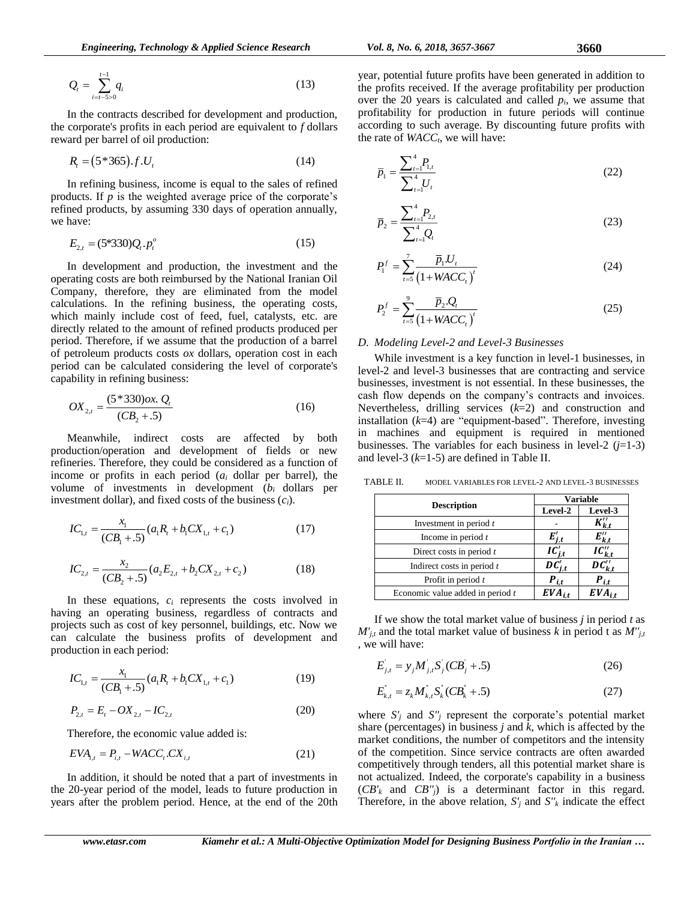$$Q_t = \sum_{i=t-5>0}^{t-1} q_i \tag{13}$$

In the contracts described for development and production, the corporate's profits in each period are equivalent to *f* dollars reward per barrel of oil production:

$$R_t = (5*365).f.U_t \tag{14}$$

In refining business, income is equal to the sales of refined products. If *p* is the weighted average price of the corporate's refined products, by assuming 330 days of operation annually, we have:

$$E_{2,t} = (5*330)Q_t.p_t^o \tag{15}$$

In development and production, the investment and the operating costs are both reimbursed by the National Iranian Oil Company, therefore, they are eliminated from the model calculations. In the refining business, the operating costs, which mainly include cost of feed, fuel, catalysts, etc. are directly related to the amount of refined products produced per period. Therefore, if we assume that the production of a barrel of petroleum products costs *ox* dollars, operation cost in each period can be calculated considering the level of corporate's capability in refining business:

$$OX_{2,t} = \frac{(5*330)ox.\ Q_t}{(CB_2+.5)} \tag{16}$$

Meanwhile, indirect costs are affected by both production/operation and development of fields or new refineries. Therefore, they could be considered as a function of income or profits in each period ($a_i$ dollar per barrel), the volume of investments in development ($b_i$ dollars per investment dollar), and fixed costs of the business ($c_i$).

$$IC_{1,t} = \frac{x_1}{(CB_1+.5)}(a_1R_t + b_1CX_{1,t} + c_1) \tag{17}$$

$$IC_{2,t} = \frac{x_2}{(CB_2+.5)}(a_2E_{2,t} + b_2CX_{2,t} + c_2) \tag{18}$$

In these equations, $c_i$ represents the costs involved in having an operating business, regardless of contracts and projects such as cost of key personnel, buildings, etc. Now we can calculate the business profits of development and production in each period:

$$IC_{1,t} = \frac{x_1}{(CB_1+.5)}(a_1R_t + b_1CX_{1,t} + c_1) \tag{19}$$

$$P_{2,t} = E_t - OX_{2,t} - IC_{2,t} \tag{20}$$

Therefore, the economic value added is:

$$EVA_{i,t} = P_{i,t} - WACC_t.CX_{i,t} \tag{21}$$

In addition, it should be noted that a part of investments in the 20-year period of the model, leads to future production in years after the problem period. Hence, at the end of the 20th year, potential future profits have been generated in addition to the profits received. If the average profitability per production over the 20 years is calculated and called $p_i$, we assume that profitability for production in future periods will continue according to such average. By discounting future profits with the rate of $WACC_t$, we will have:

$$\bar{p}_1 = \frac{\sum_{t=1}^{4} P_{1,t}}{\sum_{t=1}^{4} U_t} \tag{22}$$

$$\bar{p}_2 = \frac{\sum_{t=1}^{4} P_{2,t}}{\sum_{t=1}^{4} Q_t} \tag{23}$$

$$P_1^f = \sum_{t=5}^{7} \frac{\bar{p}_1.U_t}{(1+WACC_t)^t} \tag{24}$$

$$P_2^f = \sum_{t=5}^{9} \frac{\bar{p}_2.Q_t}{(1+WACC_t)^t} \tag{25}$$

### D. Modeling Level-2 and Level-3 Businesses

While investment is a key function in level-1 businesses, in level-2 and level-3 businesses that are contracting and service businesses, investment is not essential. In these businesses, the cash flow depends on the company's contracts and invoices. Nevertheless, drilling services ($k$=2) and construction and installation ($k$=4) are "equipment-based". Therefore, investing in machines and equipment is required in mentioned businesses. The variables for each business in level-2 ($j$=1-3) and level-3 ($k$=1-5) are defined in Table II.

TABLE II. MODEL VARIABLES FOR LEVEL-2 AND LEVEL-3 BUSINESSES

| Description | Variable | |
|---|---|---|
| | Level-2 | Level-3 |
| Investment in period $t$ | - | $K''_{k,t}$ |
| Income in period $t$ | $E'_{j,t}$ | $E''_{k,t}$ |
| Direct costs in period $t$ | $IC'_{j,t}$ | $IC''_{k,t}$ |
| Indirect costs in period $t$ | $DC'_{j,t}$ | $DC''_{k,t}$ |
| Profit in period $t$ | $P_{i,t}$ | $P_{i,t}$ |
| Economic value added in period $t$ | $EVA_{i,t}$ | $EVA_{i,t}$ |

If we show the total market value of business $j$ in period $t$ as $M'_{j,t}$ and the total market value of business $k$ in period t as $M''_{j,t}$ , we will have:

$$E'_{j,t} = y_j M'_{j,t} S'_j (CB'_j + .5) \tag{26}$$

$$E''_{k,t} = z_k M''_{k,t} S''_k (CB''_k + .5) \tag{27}$$

where $S'_j$ and $S''_j$ represent the corporate's potential market share (percentages) in business $j$ and $k$, which is affected by the market conditions, the number of competitors and the intensity of the competition. Since service contracts are often awarded competitively through tenders, all this potential market share is not actualized. Indeed, the corporate's capability in a business ($CB'_k$ and $CB''_j$) is a determinant factor in this regard. Therefore, in the above relation, $S'_j$ and $S''_k$ indicate the effect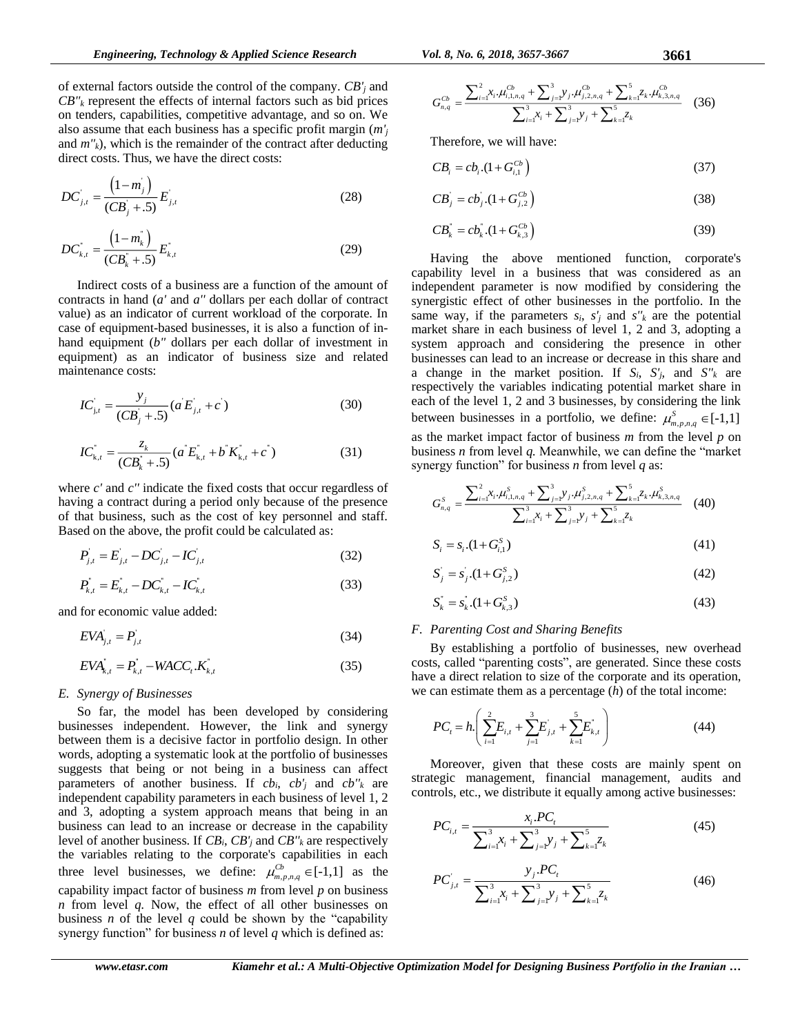of external factors outside the control of the company. $CB'_j$ and $CB''_k$ represent the effects of internal factors such as bid prices on tenders, capabilities, competitive advantage, and so on. We also assume that each business has a specific profit margin ($m'_j$ and $m''_k$), which is the remainder of the contract after deducting direct costs. Thus, we have the direct costs:

$$DC'_{j,t} = \frac{\left(1 - m'_j\right)}{(CB'_j + .5)} E'_{j,t} \tag{28}$$

$$DC''_{k,t} = \frac{\left(1 - m''_k\right)}{(CB''_k + .5)} E''_{k,t} \tag{29}$$

Indirect costs of a business are a function of the amount of contracts in hand ($a'$ and $a''$ dollars per each dollar of contract value) as an indicator of current workload of the corporate. In case of equipment-based businesses, it is also a function of in-hand equipment ($b''$ dollars per each dollar of investment in equipment) as an indicator of business size and related maintenance costs:

$$IC'_{j,t} = \frac{y_j}{(CB'_j + .5)} (a' E'_{j,t} + c') \tag{30}$$

$$IC''_{k,t} = \frac{z_k}{(CB''_k + .5)} (a'' E''_{k,t} + b'' K''_{k,t} + c'') \tag{31}$$

where $c'$ and $c''$ indicate the fixed costs that occur regardless of having a contract during a period only because of the presence of that business, such as the cost of key personnel and staff. Based on the above, the profit could be calculated as:

$$P'_{j,t} = E'_{j,t} - DC'_{j,t} - IC'_{j,t} \tag{32}$$

$$P''_{k,t} = E''_{k,t} - DC''_{k,t} - IC''_{k,t} \tag{33}$$

and for economic value added:

$$EVA'_{j,t} = P'_{j,t} \tag{34}$$

$$EVA''_{k,t} = P''_{k,t} - WACC_t . K''_{k,t} \tag{35}$$

### E. Synergy of Businesses

So far, the model has been developed by considering businesses independent. However, the link and synergy between them is a decisive factor in portfolio design. In other words, adopting a systematic look at the portfolio of businesses suggests that being or not being in a business can affect parameters of another business. If $cb_i$, $cb'_j$ and $cb''_k$ are independent capability parameters in each business of level 1, 2 and 3, adopting a system approach means that being in an business can lead to an increase or decrease in the capability level of another business. If $CB_i$, $CB'_j$ and $CB''_k$ are respectively the variables relating to the corporate's capabilities in each three level businesses, we define: $\mu^{Cb}_{m,p,n,q} \in [-1,1]$ as the capability impact factor of business $m$ from level $p$ on business $n$ from level $q$. Now, the effect of all other businesses on business $n$ of the level $q$ could be shown by the "capability synergy function" for business $n$ of level $q$ which is defined as:

$$G^{Cb}_{n,q} = \frac{\sum_{i=1}^{2} x_i . \mu^{Cb}_{i,1,n,q} + \sum_{j=1}^{3} y_j . \mu^{Cb}_{j,2,n,q} + \sum_{k=1}^{5} z_k . \mu^{Cb}_{k,3,n,q}}{\sum_{i=1}^{3} x_i + \sum_{j=1}^{3} y_j + \sum_{k=1}^{5} z_k} \tag{36}$$

Therefore, we will have:

$$CB_i = cb_i .(1 + G^{Cb}_{i,1}) \tag{37}$$

$$CB'_j = cb'_j .(1 + G^{Cb}_{j,2}) \tag{38}$$

$$CB''_k = cb''_k .(1 + G^{Cb}_{k,3}) \tag{39}$$

Having the above mentioned function, corporate's capability level in a business that was considered as an independent parameter is now modified by considering the synergistic effect of other businesses in the portfolio. In the same way, if the parameters $s_i$, $s'_j$ and $s''_k$ are the potential market share in each business of level 1, 2 and 3, adopting a system approach and considering the presence in other businesses can lead to an increase or decrease in this share and a change in the market position. If $S_i$, $S'_j$, and $S''_k$ are respectively the variables indicating potential market share in each of the level 1, 2 and 3 businesses, by considering the link between businesses in a portfolio, we define: $\mu^{S}_{m,p,n,q} \in [-1,1]$ as the market impact factor of business $m$ from the level $p$ on business $n$ from level $q$. Meanwhile, we can define the "market synergy function" for business $n$ from level $q$ as:

$$G^{S}_{n,q} = \frac{\sum_{i=1}^{2} x_i . \mu^{S}_{i,1,n,q} + \sum_{j=1}^{3} y_j . \mu^{S}_{j,2,n,q} + \sum_{k=1}^{5} z_k . \mu^{S}_{k,3,n,q}}{\sum_{i=1}^{3} x_i + \sum_{j=1}^{3} y_j + \sum_{k=1}^{5} z_k} \tag{40}$$

$$S_i = s_i .(1 + G^{S}_{i,1}) \tag{41}$$

$$S'_j = s'_j .(1 + G^{S}_{j,2}) \tag{42}$$

$$S''_k = s''_k .(1 + G^{S}_{k,3}) \tag{43}$$

### F. Parenting Cost and Sharing Benefits

By establishing a portfolio of businesses, new overhead costs, called "parenting costs", are generated. Since these costs have a direct relation to size of the corporate and its operation, we can estimate them as a percentage ($h$) of the total income:

$$PC_t = h . \left( \sum_{i=1}^{2} E_{i,t} + \sum_{j=1}^{3} E'_{j,t} + \sum_{k=1}^{5} E''_{k,t} \right) \tag{44}$$

Moreover, given that these costs are mainly spent on strategic management, financial management, audits and controls, etc., we distribute it equally among active businesses:

$$PC_{i,t} = \frac{x_i . PC_t}{\sum_{i=1}^{3} x_i + \sum_{j=1}^{3} y_j + \sum_{k=1}^{5} z_k} \tag{45}$$

$$PC'_{j,t} = \frac{y_j . PC_t}{\sum_{i=1}^{3} x_i + \sum_{j=1}^{3} y_j + \sum_{k=1}^{5} z_k} \tag{46}$$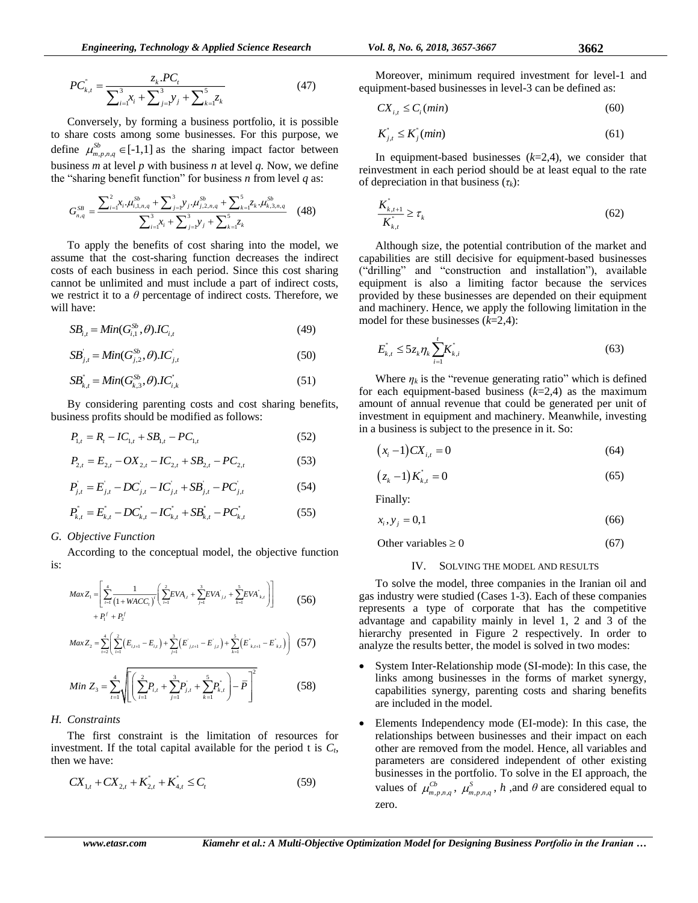$$PC^{''}_{k,t} = \frac{z_k.PC_t}{\sum_{i=1}^{3} x_i + \sum_{j=1}^{3} y_j + \sum_{k=1}^{5} z_k} \tag{47}$$

Conversely, by forming a business portfolio, it is possible to share costs among some businesses. For this purpose, we define $\mu^{Sb}_{m,p,n,q} \in [-1,1]$ as the sharing impact factor between business *m* at level *p* with business *n* at level *q*. Now, we define the "sharing benefit function" for business *n* from level *q* as:

$$G^{SB}_{n,q} = \frac{\sum_{i=1}^{2} x_i.\mu^{Sb}_{i,1,n,q} + \sum_{j=1}^{3} y_j.\mu^{Sb}_{j,2,n,q} + \sum_{k=1}^{5} z_k.\mu^{Sb}_{k,3,n,q}}{\sum_{i=1}^{3} x_i + \sum_{j=1}^{3} y_j + \sum_{k=1}^{5} z_k} \tag{48}$$

To apply the benefits of cost sharing into the model, we assume that the cost-sharing function decreases the indirect costs of each business in each period. Since this cost sharing cannot be unlimited and must include a part of indirect costs, we restrict it to a $\theta$ percentage of indirect costs. Therefore, we will have:

$$SB_{i,t} = Min(G^{Sb}_{i,1}, \theta).IC_{i,t} \tag{49}$$

$$SB^{'}_{j,t} = Min(G^{Sb}_{j,2}, \theta).IC^{'}_{j,t} \tag{50}$$

$$SB^{''}_{k,t} = Min(G^{Sb}_{k,3}, \theta).IC^{''}_{i,k} \tag{51}$$

By considering parenting costs and cost sharing benefits, business profits should be modified as follows:

$$P_{1,t} = R_t - IC_{1,t} + SB_{1,t} - PC_{1,t} \tag{52}$$

$$P_{2,t} = E_{2,t} - OX_{2,t} - IC_{2,t} + SB_{2,t} - PC_{2,t} \tag{53}$$

$$P^{'}_{j,t} = E^{'}_{j,t} - DC^{'}_{j,t} - IC^{'}_{j,t} + SB^{'}_{j,t} - PC^{'}_{j,t} \tag{54}$$

$$P^{''}_{k,t} = E^{''}_{k,t} - DC^{''}_{k,t} - IC^{''}_{k,t} + SB^{''}_{k,t} - PC^{''}_{k,t} \tag{55}$$

### G. Objective Function

According to the conceptual model, the objective function is:

$$Max Z_1 = \left[ \sum_{t=1}^{4} \frac{1}{\left(1+WACC_t\right)^t} \left( \sum_{i=1}^{2} EVA_{i,t} + \sum_{j=1}^{3} EVA^{'}_{j,t} + \sum_{k=1}^{5} EVA^{''}_{k,t} \right) \right] + P^f_1 + P^f_2 \tag{56}$$

$$Max Z_2 = \sum_{t=2}^{4} \left( \sum_{i=1}^{2} \left( E_{i,t+1} - E_{i,t} \right) + \sum_{j=1}^{3} \left( E^{'}_{j,t+1} - E^{'}_{j,t} \right) + \sum_{k=1}^{5} \left( E^{''}_{k,t+1} - E^{''}_{k,t} \right) \right) \tag{57}$$

$$Min\ Z_3 = \sum_{t=1}^{4} \sqrt{\left[ \left( \sum_{i=1}^{2} P_{i,t} + \sum_{j=1}^{3} P^{'}_{j,t} + \sum_{k=1}^{5} P^{''}_{k,t} \right) - \bar{P} \right]^2} \tag{58}$$

### H. Constraints

The first constraint is the limitation of resources for investment. If the total capital available for the period t is $C_t$, then we have:

$$CX_{1,t} + CX_{2,t} + K^{''}_{2,t} + K^{''}_{4,t} \leq C_t \tag{59}$$

Moreover, minimum required investment for level-1 and equipment-based businesses in level-3 can be defined as:

$$CX_{i,t} \leq C_i(min) \tag{60}$$

$$K^{''}_{j,t} \leq K^{''}_j(min) \tag{61}$$

In equipment-based businesses ($k$=2,4), we consider that reinvestment in each period should be at least equal to the rate of depreciation in that business ($\tau_k$):

$$\frac{K^{''}_{k,t+1}}{K^{''}_{k,t}} \geq \tau_k \tag{62}$$

Although size, the potential contribution of the market and capabilities are still decisive for equipment-based businesses ("drilling" and "construction and installation"), available equipment is also a limiting factor because the services provided by these businesses are depended on their equipment and machinery. Hence, we apply the following limitation in the model for these businesses ($k$=2,4):

$$E^{''}_{k,t} \leq 5 z_k \eta_k \sum_{i=1}^{t} K^{''}_{k,i} \tag{63}$$

Where $\eta_k$ is the "revenue generating ratio" which is defined for each equipment-based business ($k$=2,4) as the maximum amount of annual revenue that could be generated per unit of investment in equipment and machinery. Meanwhile, investing in a business is subject to the presence in it. So:

$$\left(x_i - 1\right) CX_{i,t} = 0 \tag{64}$$

$$\left(z_k - 1\right) K^{''}_{k,t} = 0 \tag{65}$$

Finally:

$$x_i, y_j = 0,1 \tag{66}$$

$$\text{Other variables} \geq 0 \tag{67}$$

## IV. Solving the Model and Results

To solve the model, three companies in the Iranian oil and gas industry were studied (Cases 1-3). Each of these companies represents a type of corporate that has the competitive advantage and capability mainly in level 1, 2 and 3 of the hierarchy presented in Figure 2 respectively. In order to analyze the results better, the model is solved in two modes:

- System Inter-Relationship mode (SI-mode): In this case, the links among businesses in the forms of market synergy, capabilities synergy, parenting costs and sharing benefits are included in the model.
- Elements Independency mode (EI-mode): In this case, the relationships between businesses and their impact on each other are removed from the model. Hence, all variables and parameters are considered independent of other existing businesses in the portfolio. To solve in the EI approach, the values of $\mu^{Cb}_{m,p,n,q}$, $\mu^{S}_{m,p,n,q}$, $h$ ,and $\theta$ are considered equal to zero.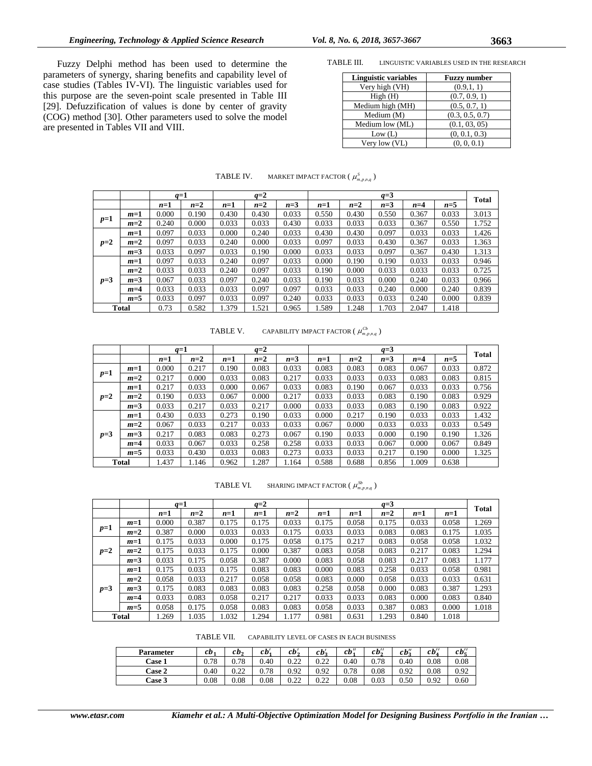Fuzzy Delphi method has been used to determine the parameters of synergy, sharing benefits and capability level of case studies (Tables IV-VI). The linguistic variables used for this purpose are the seven-point scale presented in Table III [29]. Defuzzification of values is done by center of gravity (COG) method [30]. Other parameters used to solve the model are presented in Tables VII and VIII.

TABLE III. LINGUISTIC VARIABLES USED IN THE RESEARCH

| Linguistic variables | Fuzzy number |
|---|---|
| Very high (VH) | (0.9,1, 1) |
| High (H) | (0.7, 0.9, 1) |
| Medium high (MH) | (0.5, 0.7, 1) |
| Medium (M) | (0.3, 0.5, 0.7) |
| Medium low (ML) | (0.1, 03, 05) |
| Low (L) | (0, 0.1, 0.3) |
| Very low (VL) | (0, 0, 0.1) |

TABLE IV. MARKET IMPACT FACTOR ( $\mu^{S}_{m,p,n,q}$ )

| | | *q*=1 | | *q*=2 | | | *q*=3 | | | | | Total |
|---|---|---|---|---|---|---|---|---|---|---|---|---|
| | | *n*=1 | *n*=2 | *n*=1 | *n*=2 | *n*=3 | *n*=1 | *n*=2 | *n*=3 | *n*=4 | *n*=5 | |
| *p*=1 | *m*=1 | 0.000 | 0.190 | 0.430 | 0.430 | 0.033 | 0.550 | 0.430 | 0.550 | 0.367 | 0.033 | 3.013 |
| | *m*=2 | 0.240 | 0.000 | 0.033 | 0.033 | 0.430 | 0.033 | 0.033 | 0.033 | 0.367 | 0.550 | 1.752 |
| *p*=2 | *m*=1 | 0.097 | 0.033 | 0.000 | 0.240 | 0.033 | 0.430 | 0.430 | 0.097 | 0.033 | 0.033 | 1.426 |
| | *m*=2 | 0.097 | 0.033 | 0.240 | 0.000 | 0.033 | 0.097 | 0.033 | 0.430 | 0.367 | 0.033 | 1.363 |
| | *m*=3 | 0.033 | 0.097 | 0.033 | 0.190 | 0.000 | 0.033 | 0.033 | 0.097 | 0.367 | 0.430 | 1.313 |
| *p*=3 | *m*=1 | 0.097 | 0.033 | 0.240 | 0.097 | 0.033 | 0.000 | 0.190 | 0.190 | 0.033 | 0.033 | 0.946 |
| | *m*=2 | 0.033 | 0.033 | 0.240 | 0.097 | 0.033 | 0.190 | 0.000 | 0.033 | 0.033 | 0.033 | 0.725 |
| | *m*=3 | 0.067 | 0.033 | 0.097 | 0.240 | 0.033 | 0.190 | 0.033 | 0.000 | 0.240 | 0.033 | 0.966 |
| | *m*=4 | 0.033 | 0.033 | 0.033 | 0.097 | 0.097 | 0.033 | 0.033 | 0.240 | 0.000 | 0.240 | 0.839 |
| | *m*=5 | 0.033 | 0.097 | 0.033 | 0.097 | 0.240 | 0.033 | 0.033 | 0.033 | 0.240 | 0.000 | 0.839 |
| Total | | 0.73 | 0.582 | 1.379 | 1.521 | 0.965 | 1.589 | 1.248 | 1.703 | 2.047 | 1.418 | |

TABLE V. CAPABILITY IMPACT FACTOR ( $\mu^{Cb}_{m,p,n,q}$ )

| | | *q*=1 | | *q*=2 | | | *q*=3 | | | | | Total |
|---|---|---|---|---|---|---|---|---|---|---|---|---|
| | | *n*=1 | *n*=2 | *n*=1 | *n*=2 | *n*=3 | *n*=1 | *n*=2 | *n*=3 | *n*=4 | *n*=5 | |
| *p*=1 | *m*=1 | 0.000 | 0.217 | 0.190 | 0.083 | 0.033 | 0.083 | 0.083 | 0.083 | 0.067 | 0.033 | 0.872 |
| | *m*=2 | 0.217 | 0.000 | 0.033 | 0.083 | 0.217 | 0.033 | 0.033 | 0.033 | 0.083 | 0.083 | 0.815 |
| *p*=2 | *m*=1 | 0.217 | 0.033 | 0.000 | 0.067 | 0.033 | 0.083 | 0.190 | 0.067 | 0.033 | 0.033 | 0.756 |
| | *m*=2 | 0.190 | 0.033 | 0.067 | 0.000 | 0.217 | 0.033 | 0.033 | 0.083 | 0.190 | 0.083 | 0.929 |
| | *m*=3 | 0.033 | 0.217 | 0.033 | 0.217 | 0.000 | 0.033 | 0.033 | 0.083 | 0.190 | 0.083 | 0.922 |
| *p*=3 | *m*=1 | 0.430 | 0.033 | 0.273 | 0.190 | 0.033 | 0.000 | 0.217 | 0.190 | 0.033 | 0.033 | 1.432 |
| | *m*=2 | 0.067 | 0.033 | 0.217 | 0.033 | 0.033 | 0.067 | 0.000 | 0.033 | 0.033 | 0.033 | 0.549 |
| | *m*=3 | 0.217 | 0.083 | 0.083 | 0.273 | 0.067 | 0.190 | 0.033 | 0.000 | 0.190 | 0.190 | 1.326 |
| | *m*=4 | 0.033 | 0.067 | 0.033 | 0.258 | 0.258 | 0.033 | 0.033 | 0.067 | 0.000 | 0.067 | 0.849 |
| | *m*=5 | 0.033 | 0.430 | 0.033 | 0.083 | 0.273 | 0.033 | 0.033 | 0.217 | 0.190 | 0.000 | 1.325 |
| Total | | 1.437 | 1.146 | 0.962 | 1.287 | 1.164 | 0.588 | 0.688 | 0.856 | 1.009 | 0.638 | |

TABLE VI. SHARING IMPACT FACTOR ( $\mu^{Sb}_{m,p,n,q}$ )

| | | *q*=1 | | *q*=2 | | | *q*=3 | | | | | Total |
|---|---|---|---|---|---|---|---|---|---|---|---|---|
| | | *n*=1 | *n*=2 | *n*=1 | *n*=1 | *n*=2 | *n*=1 | *n*=1 | *n*=2 | *n*=1 | *n*=1 | |
| *p*=1 | *m*=1 | 0.000 | 0.387 | 0.175 | 0.175 | 0.033 | 0.175 | 0.058 | 0.175 | 0.033 | 0.058 | 1.269 |
| | *m*=2 | 0.387 | 0.000 | 0.033 | 0.033 | 0.175 | 0.033 | 0.033 | 0.083 | 0.083 | 0.175 | 1.035 |
| *p*=2 | *m*=1 | 0.175 | 0.033 | 0.000 | 0.175 | 0.058 | 0.175 | 0.217 | 0.083 | 0.058 | 0.058 | 1.032 |
| | *m*=2 | 0.175 | 0.033 | 0.175 | 0.000 | 0.387 | 0.083 | 0.058 | 0.083 | 0.217 | 0.083 | 1.294 |
| | *m*=3 | 0.033 | 0.175 | 0.058 | 0.387 | 0.000 | 0.083 | 0.058 | 0.083 | 0.217 | 0.083 | 1.177 |
| *p*=3 | *m*=1 | 0.175 | 0.033 | 0.175 | 0.083 | 0.083 | 0.000 | 0.083 | 0.258 | 0.033 | 0.058 | 0.981 |
| | *m*=2 | 0.058 | 0.033 | 0.217 | 0.058 | 0.058 | 0.083 | 0.000 | 0.058 | 0.033 | 0.033 | 0.631 |
| | *m*=3 | 0.175 | 0.083 | 0.083 | 0.083 | 0.083 | 0.258 | 0.058 | 0.000 | 0.083 | 0.387 | 1.293 |
| | *m*=4 | 0.033 | 0.083 | 0.058 | 0.217 | 0.217 | 0.033 | 0.033 | 0.083 | 0.000 | 0.083 | 0.840 |
| | *m*=5 | 0.058 | 0.175 | 0.058 | 0.083 | 0.083 | 0.058 | 0.033 | 0.387 | 0.083 | 0.000 | 1.018 |
| Total | | 1.269 | 1.035 | 1.032 | 1.294 | 1.177 | 0.981 | 0.631 | 1.293 | 0.840 | 1.018 | |

TABLE VII. CAPABILITY LEVEL OF CASES IN EACH BUSINESS

| Parameter | $cb_1$ | $cb_2$ | $cb'_1$ | $cb'_2$ | $cb'_3$ | $cb''_1$ | $cb''_2$ | $cb''_3$ | $cb''_4$ | $cb''_5$ |
|---|---|---|---|---|---|---|---|---|---|---|
| Case 1 | 0.78 | 0.78 | 0.40 | 0.22 | 0.22 | 0.40 | 0.78 | 0.40 | 0.08 | 0.08 |
| Case 2 | 0.40 | 0.22 | 0.78 | 0.92 | 0.92 | 0.78 | 0.08 | 0.92 | 0.08 | 0.92 |
| Case 3 | 0.08 | 0.08 | 0.08 | 0.22 | 0.22 | 0.08 | 0.03 | 0.50 | 0.92 | 0.60 |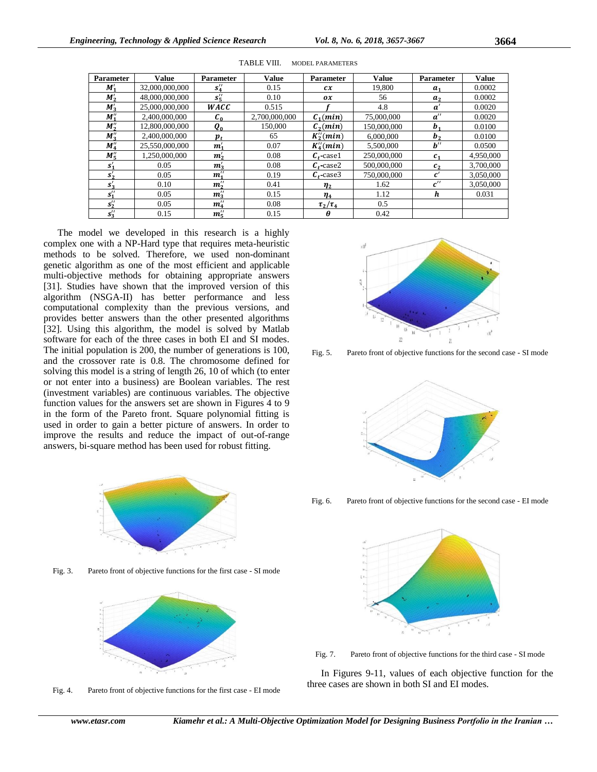TABLE VIII. MODEL PARAMETERS

| Parameter | Value | Parameter | Value | Parameter | Value | Parameter | Value |
|---|---|---|---|---|---|---|---|
| $M_1'$ | 32,000,000,000 | $s_4''$ | 0.15 | $cx$ | 19,800 | $a_1$ | 0.0002 |
| $M_2'$ | 48,000,000,000 | $s_5''$ | 0.10 | $ox$ | 56 | $a_2$ | 0.0002 |
| $M_3'$ | 25,000,000,000 | $WACC$ | 0.515 | $f$ | 4.8 | $a'$ | 0.0020 |
| $M_1''$ | 2,400,000,000 | $C_0$ | 2,700,000,000 | $C_1(min)$ | 75,000,000 | $a''$ | 0.0020 |
| $M_2''$ | 12,800,000,000 | $Q_0$ | 150,000 | $C_2(min)$ | 150,000,000 | $b_1$ | 0.0100 |
| $M_3''$ | 2,400,000,000 | $p_t$ | 65 | $K_2''(min)$ | 6,000,000 | $b_2$ | 0.0100 |
| $M_4''$ | 25,550,000,000 | $m_1'$ | 0.07 | $K_4''(min)$ | 5,500,000 | $b''$ | 0.0500 |
| $M_5''$ | 1,250,000,000 | $m_2'$ | 0.08 | $C_t$-case1 | 250,000,000 | $c_1$ | 4,950,000 |
| $s_1'$ | 0.05 | $m_3'$ | 0.08 | $C_t$-case2 | 500,000,000 | $c_2$ | 3,700,000 |
| $s_2'$ | 0.05 | $m_1''$ | 0.19 | $C_t$-case3 | 750,000,000 | $c'$ | 3,050,000 |
| $s_3'$ | 0.10 | $m_2''$ | 0.41 | $\eta_2$ | 1.62 | $c''$ | 3,050,000 |
| $s_1''$ | 0.05 | $m_3''$ | 0.15 | $\eta_4$ | 1.12 | $h$ | 0.031 |
| $s_2''$ | 0.05 | $m_4''$ | 0.08 | $\tau_2/\tau_4$ | 0.5 | | |
| $s_3''$ | 0.15 | $m_5''$ | 0.15 | $\theta$ | 0.42 | | |

The model we developed in this research is a highly complex one with a NP-Hard type that requires meta-heuristic methods to be solved. Therefore, we used non-dominant genetic algorithm as one of the most efficient and applicable multi-objective methods for obtaining appropriate answers [31]. Studies have shown that the improved version of this algorithm (NSGA-II) has better performance and less computational complexity than the previous versions, and provides better answers than the other presented algorithms [32]. Using this algorithm, the model is solved by Matlab software for each of the three cases in both EI and SI modes. The initial population is 200, the number of generations is 100, and the crossover rate is 0.8. The chromosome defined for solving this model is a string of length 26, 10 of which (to enter or not enter into a business) are Boolean variables. The rest (investment variables) are continuous variables. The objective function values for the answers set are shown in Figures 4 to 9 in the form of the Pareto front. Square polynomial fitting is used in order to gain a better picture of answers. In order to improve the results and reduce the impact of out-of-range answers, bi-square method has been used for robust fitting.

Fig. 3. Pareto front of objective functions for the first case - SI mode

Fig. 4. Pareto front of objective functions for the first case - EI mode

Fig. 5. Pareto front of objective functions for the second case - SI mode

Fig. 6. Pareto front of objective functions for the second case - EI mode

Fig. 7. Pareto front of objective functions for the third case - SI mode

In Figures 9-11, values of each objective function for the three cases are shown in both SI and EI modes.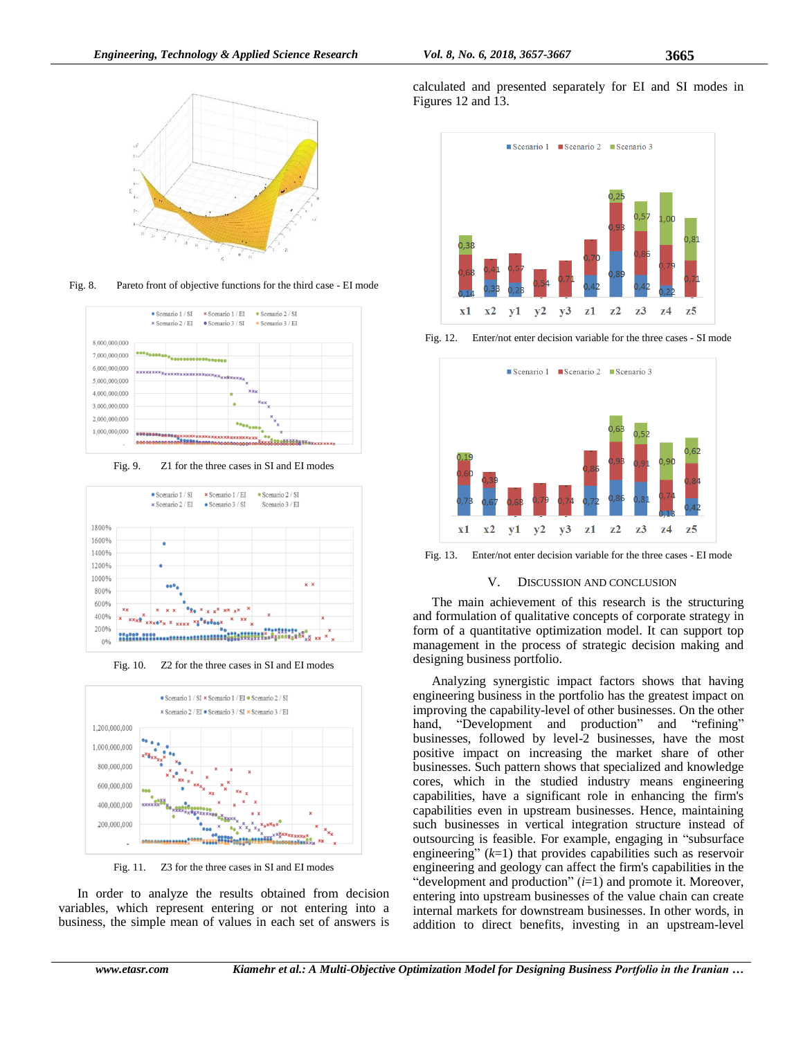Fig. 8. Pareto front of objective functions for the third case - EI mode

Fig. 9. Z1 for the three cases in SI and EI modes

Fig. 10. Z2 for the three cases in SI and EI modes

Fig. 11. Z3 for the three cases in SI and EI modes

In order to analyze the results obtained from decision variables, which represent entering or not entering into a business, the simple mean of values in each set of answers is calculated and presented separately for EI and SI modes in Figures 12 and 13.

Fig. 12. Enter/not enter decision variable for the three cases - SI mode

Fig. 13. Enter/not enter decision variable for the three cases - EI mode

## V. DISCUSSION AND CONCLUSION

The main achievement of this research is the structuring and formulation of qualitative concepts of corporate strategy in form of a quantitative optimization model. It can support top management in the process of strategic decision making and designing business portfolio.

Analyzing synergistic impact factors shows that having engineering business in the portfolio has the greatest impact on improving the capability-level of other businesses. On the other hand, "Development and production" and "refining" businesses, followed by level-2 businesses, have the most positive impact on increasing the market share of other businesses. Such pattern shows that specialized and knowledge cores, which in the studied industry means engineering capabilities, have a significant role in enhancing the firm's capabilities even in upstream businesses. Hence, maintaining such businesses in vertical integration structure instead of outsourcing is feasible. For example, engaging in "subsurface engineering" ($k$=1) that provides capabilities such as reservoir engineering and geology can affect the firm's capabilities in the "development and production" ($i$=1) and promote it. Moreover, entering into upstream businesses of the value chain can create internal markets for downstream businesses. In other words, in addition to direct benefits, investing in an upstream-level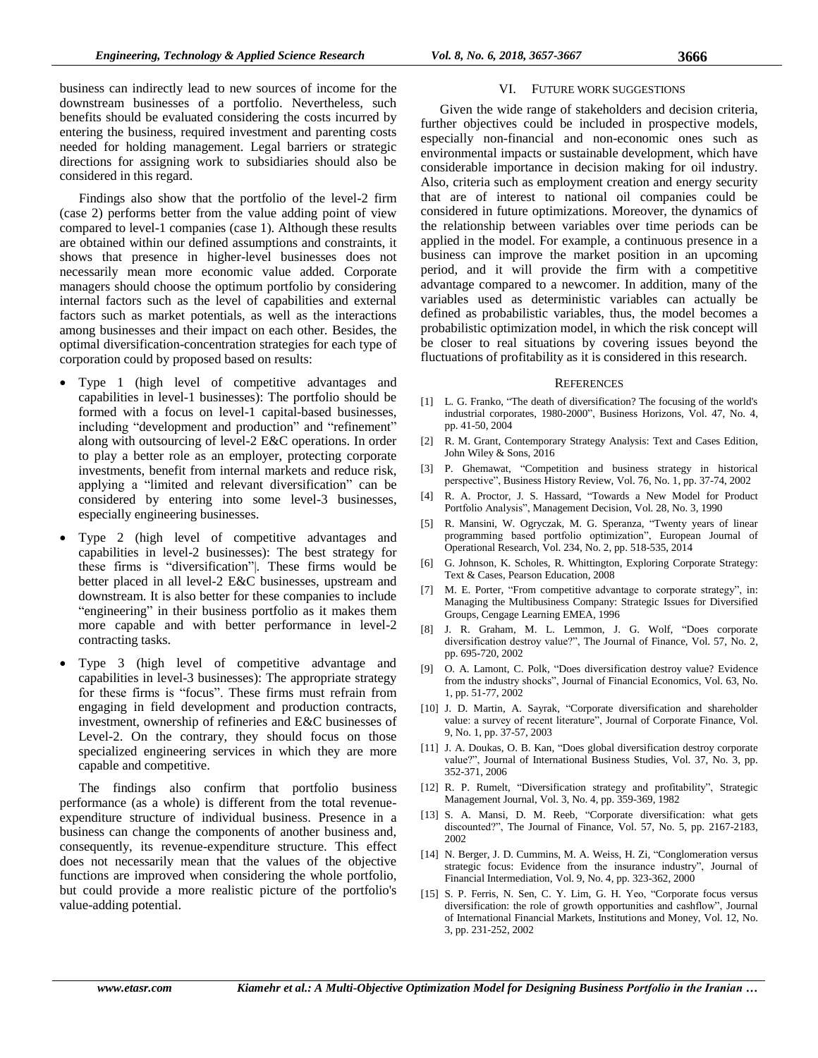business can indirectly lead to new sources of income for the downstream businesses of a portfolio. Nevertheless, such benefits should be evaluated considering the costs incurred by entering the business, required investment and parenting costs needed for holding management. Legal barriers or strategic directions for assigning work to subsidiaries should also be considered in this regard.

Findings also show that the portfolio of the level-2 firm (case 2) performs better from the value adding point of view compared to level-1 companies (case 1). Although these results are obtained within our defined assumptions and constraints, it shows that presence in higher-level businesses does not necessarily mean more economic value added. Corporate managers should choose the optimum portfolio by considering internal factors such as the level of capabilities and external factors such as market potentials, as well as the interactions among businesses and their impact on each other. Besides, the optimal diversification-concentration strategies for each type of corporation could by proposed based on results:

- Type 1 (high level of competitive advantages and capabilities in level-1 businesses): The portfolio should be formed with a focus on level-1 capital-based businesses, including "development and production" and "refinement" along with outsourcing of level-2 E&C operations. In order to play a better role as an employer, protecting corporate investments, benefit from internal markets and reduce risk, applying a "limited and relevant diversification" can be considered by entering into some level-3 businesses, especially engineering businesses.
- Type 2 (high level of competitive advantages and capabilities in level-2 businesses): The best strategy for these firms is "diversification"|. These firms would be better placed in all level-2 E&C businesses, upstream and downstream. It is also better for these companies to include "engineering" in their business portfolio as it makes them more capable and with better performance in level-2 contracting tasks.
- Type 3 (high level of competitive advantage and capabilities in level-3 businesses): The appropriate strategy for these firms is "focus". These firms must refrain from engaging in field development and production contracts, investment, ownership of refineries and E&C businesses of Level-2. On the contrary, they should focus on those specialized engineering services in which they are more capable and competitive.

The findings also confirm that portfolio business performance (as a whole) is different from the total revenue-expenditure structure of individual business. Presence in a business can change the components of another business and, consequently, its revenue-expenditure structure. This effect does not necessarily mean that the values of the objective functions are improved when considering the whole portfolio, but could provide a more realistic picture of the portfolio's value-adding potential.

## VI. Future Work Suggestions

Given the wide range of stakeholders and decision criteria, further objectives could be included in prospective models, especially non-financial and non-economic ones such as environmental impacts or sustainable development, which have considerable importance in decision making for oil industry. Also, criteria such as employment creation and energy security that are of interest to national oil companies could be considered in future optimizations. Moreover, the dynamics of the relationship between variables over time periods can be applied in the model. For example, a continuous presence in a business can improve the market position in an upcoming period, and it will provide the firm with a competitive advantage compared to a newcomer. In addition, many of the variables used as deterministic variables can actually be defined as probabilistic variables, thus, the model becomes a probabilistic optimization model, in which the risk concept will be closer to real situations by covering issues beyond the fluctuations of profitability as it is considered in this research.

## References

[1] L. G. Franko, "The death of diversification? The focusing of the world's industrial corporates, 1980-2000", Business Horizons, Vol. 47, No. 4, pp. 41-50, 2004

[2] R. M. Grant, Contemporary Strategy Analysis: Text and Cases Edition, John Wiley & Sons, 2016

[3] P. Ghemawat, "Competition and business strategy in historical perspective", Business History Review, Vol. 76, No. 1, pp. 37-74, 2002

[4] R. A. Proctor, J. S. Hassard, "Towards a New Model for Product Portfolio Analysis", Management Decision, Vol. 28, No. 3, 1990

[5] R. Mansini, W. Ogryczak, M. G. Speranza, "Twenty years of linear programming based portfolio optimization", European Journal of Operational Research, Vol. 234, No. 2, pp. 518-535, 2014

[6] G. Johnson, K. Scholes, R. Whittington, Exploring Corporate Strategy: Text & Cases, Pearson Education, 2008

[7] M. E. Porter, "From competitive advantage to corporate strategy", in: Managing the Multibusiness Company: Strategic Issues for Diversified Groups, Cengage Learning EMEA, 1996

[8] J. R. Graham, M. L. Lemmon, J. G. Wolf, "Does corporate diversification destroy value?", The Journal of Finance, Vol. 57, No. 2, pp. 695-720, 2002

[9] O. A. Lamont, C. Polk, "Does diversification destroy value? Evidence from the industry shocks", Journal of Financial Economics, Vol. 63, No. 1, pp. 51-77, 2002

[10] J. D. Martin, A. Sayrak, "Corporate diversification and shareholder value: a survey of recent literature", Journal of Corporate Finance, Vol. 9, No. 1, pp. 37-57, 2003

[11] J. A. Doukas, O. B. Kan, "Does global diversification destroy corporate value?", Journal of International Business Studies, Vol. 37, No. 3, pp. 352-371, 2006

[12] R. P. Rumelt, "Diversification strategy and profitability", Strategic Management Journal, Vol. 3, No. 4, pp. 359-369, 1982

[13] S. A. Mansi, D. M. Reeb, "Corporate diversification: what gets discounted?", The Journal of Finance, Vol. 57, No. 5, pp. 2167-2183, 2002

[14] N. Berger, J. D. Cummins, M. A. Weiss, H. Zi, "Conglomeration versus strategic focus: Evidence from the insurance industry", Journal of Financial Intermediation, Vol. 9, No. 4, pp. 323-362, 2000

[15] S. P. Ferris, N. Sen, C. Y. Lim, G. H. Yeo, "Corporate focus versus diversification: the role of growth opportunities and cashflow", Journal of International Financial Markets, Institutions and Money, Vol. 12, No. 3, pp. 231-252, 2002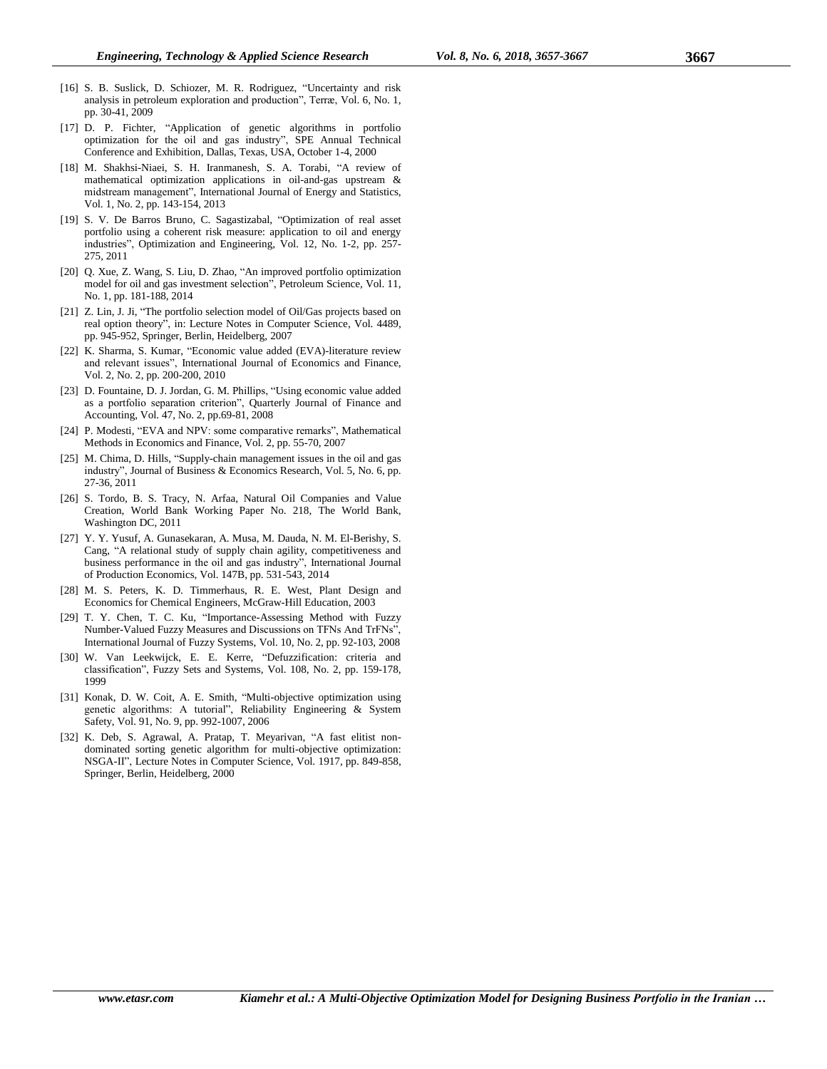[16] S. B. Suslick, D. Schiozer, M. R. Rodriguez, "Uncertainty and risk analysis in petroleum exploration and production", Terræ, Vol. 6, No. 1, pp. 30-41, 2009

[17] D. P. Fichter, "Application of genetic algorithms in portfolio optimization for the oil and gas industry", SPE Annual Technical Conference and Exhibition, Dallas, Texas, USA, October 1-4, 2000

[18] M. Shakhsi-Niaei, S. H. Iranmanesh, S. A. Torabi, "A review of mathematical optimization applications in oil-and-gas upstream & midstream management", International Journal of Energy and Statistics, Vol. 1, No. 2, pp. 143-154, 2013

[19] S. V. De Barros Bruno, C. Sagastizabal, "Optimization of real asset portfolio using a coherent risk measure: application to oil and energy industries", Optimization and Engineering, Vol. 12, No. 1-2, pp. 257-275, 2011

[20] Q. Xue, Z. Wang, S. Liu, D. Zhao, "An improved portfolio optimization model for oil and gas investment selection", Petroleum Science, Vol. 11, No. 1, pp. 181-188, 2014

[21] Z. Lin, J. Ji, "The portfolio selection model of Oil/Gas projects based on real option theory", in: Lecture Notes in Computer Science, Vol. 4489, pp. 945-952, Springer, Berlin, Heidelberg, 2007

[22] K. Sharma, S. Kumar, "Economic value added (EVA)-literature review and relevant issues", International Journal of Economics and Finance, Vol. 2, No. 2, pp. 200-200, 2010

[23] D. Fountaine, D. J. Jordan, G. M. Phillips, "Using economic value added as a portfolio separation criterion", Quarterly Journal of Finance and Accounting, Vol. 47, No. 2, pp.69-81, 2008

[24] P. Modesti, "EVA and NPV: some comparative remarks", Mathematical Methods in Economics and Finance, Vol. 2, pp. 55-70, 2007

[25] M. Chima, D. Hills, "Supply-chain management issues in the oil and gas industry", Journal of Business & Economics Research, Vol. 5, No. 6, pp. 27-36, 2011

[26] S. Tordo, B. S. Tracy, N. Arfaa, Natural Oil Companies and Value Creation, World Bank Working Paper No. 218, The World Bank, Washington DC, 2011

[27] Y. Y. Yusuf, A. Gunasekaran, A. Musa, M. Dauda, N. M. El-Berishy, S. Cang, "A relational study of supply chain agility, competitiveness and business performance in the oil and gas industry", International Journal of Production Economics, Vol. 147B, pp. 531-543, 2014

[28] M. S. Peters, K. D. Timmerhaus, R. E. West, Plant Design and Economics for Chemical Engineers, McGraw-Hill Education, 2003

[29] T. Y. Chen, T. C. Ku, "Importance-Assessing Method with Fuzzy Number-Valued Fuzzy Measures and Discussions on TFNs And TrFNs", International Journal of Fuzzy Systems, Vol. 10, No. 2, pp. 92-103, 2008

[30] W. Van Leekwijck, E. E. Kerre, "Defuzzification: criteria and classification", Fuzzy Sets and Systems, Vol. 108, No. 2, pp. 159-178, 1999

[31] Konak, D. W. Coit, A. E. Smith, "Multi-objective optimization using genetic algorithms: A tutorial", Reliability Engineering & System Safety, Vol. 91, No. 9, pp. 992-1007, 2006

[32] K. Deb, S. Agrawal, A. Pratap, T. Meyarivan, "A fast elitist non-dominated sorting genetic algorithm for multi-objective optimization: NSGA-II", Lecture Notes in Computer Science, Vol. 1917, pp. 849-858, Springer, Berlin, Heidelberg, 2000